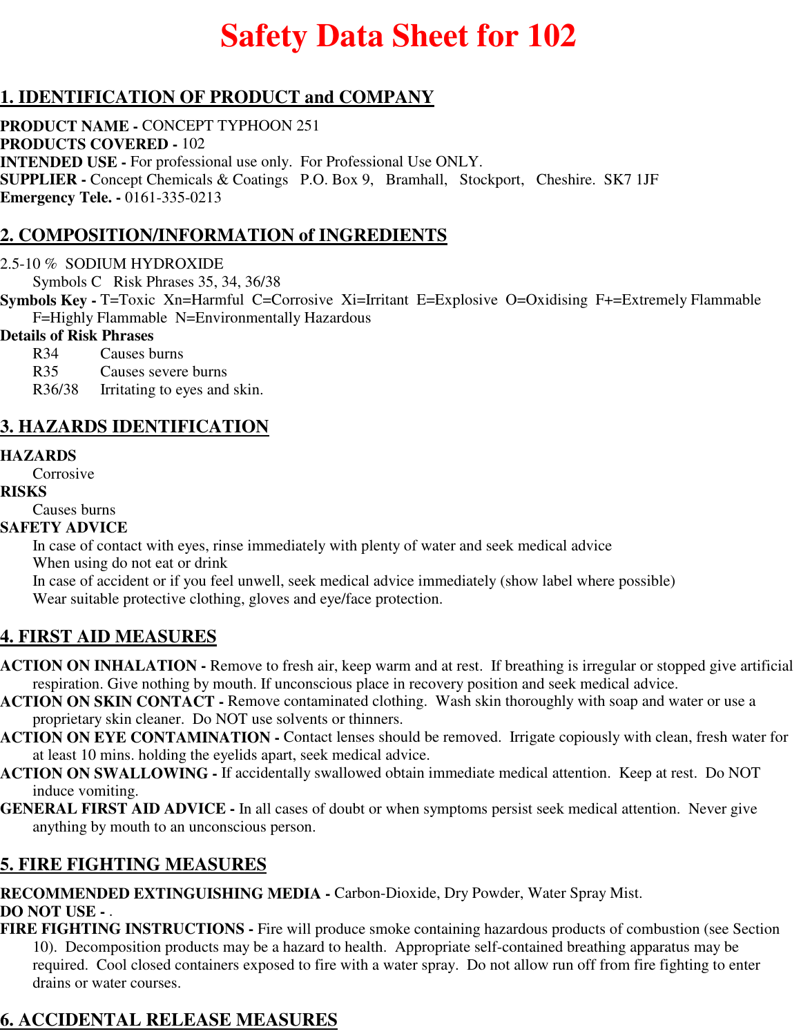# Safety Data Sheet for 102

## 1. IDENTIFICATION OF PRODUCT and COMPANY

**PRODUCT NAME -** CONCEPT TYPHOON 251
**PRODUCTS COVERED -** 102
**INTENDED USE -** For professional use only. For Professional Use ONLY.
**SUPPLIER -** Concept Chemicals & Coatings P.O. Box 9, Bramhall, Stockport, Cheshire. SK7 1JF
**Emergency Tele. -** 0161-335-0213

## 2. COMPOSITION/INFORMATION of INGREDIENTS

2.5-10 % SODIUM HYDROXIDE
Symbols C Risk Phrases 35, 34, 36/38

**Symbols Key -** T=Toxic Xn=Harmful C=Corrosive Xi=Irritant E=Explosive O=Oxidising F+=Extremely Flammable F=Highly Flammable N=Environmentally Hazardous

**Details of Risk Phrases**

R34 Causes burns
R35 Causes severe burns
R36/38 Irritating to eyes and skin.

## 3. HAZARDS IDENTIFICATION

**HAZARDS**
Corrosive

**RISKS**
Causes burns

**SAFETY ADVICE**
In case of contact with eyes, rinse immediately with plenty of water and seek medical advice
When using do not eat or drink
In case of accident or if you feel unwell, seek medical advice immediately (show label where possible)
Wear suitable protective clothing, gloves and eye/face protection.

## 4. FIRST AID MEASURES

**ACTION ON INHALATION -** Remove to fresh air, keep warm and at rest. If breathing is irregular or stopped give artificial respiration. Give nothing by mouth. If unconscious place in recovery position and seek medical advice.

**ACTION ON SKIN CONTACT -** Remove contaminated clothing. Wash skin thoroughly with soap and water or use a proprietary skin cleaner. Do NOT use solvents or thinners.

**ACTION ON EYE CONTAMINATION -** Contact lenses should be removed. Irrigate copiously with clean, fresh water for at least 10 mins. holding the eyelids apart, seek medical advice.

**ACTION ON SWALLOWING -** If accidentally swallowed obtain immediate medical attention. Keep at rest. Do NOT induce vomiting.

**GENERAL FIRST AID ADVICE -** In all cases of doubt or when symptoms persist seek medical attention. Never give anything by mouth to an unconscious person.

## 5. FIRE FIGHTING MEASURES

**RECOMMENDED EXTINGUISHING MEDIA -** Carbon-Dioxide, Dry Powder, Water Spray Mist.
**DO NOT USE -** .
**FIRE FIGHTING INSTRUCTIONS -** Fire will produce smoke containing hazardous products of combustion (see Section 10). Decomposition products may be a hazard to health. Appropriate self-contained breathing apparatus may be required. Cool closed containers exposed to fire with a water spray. Do not allow run off from fire fighting to enter drains or water courses.

## 6. ACCIDENTAL RELEASE MEASURES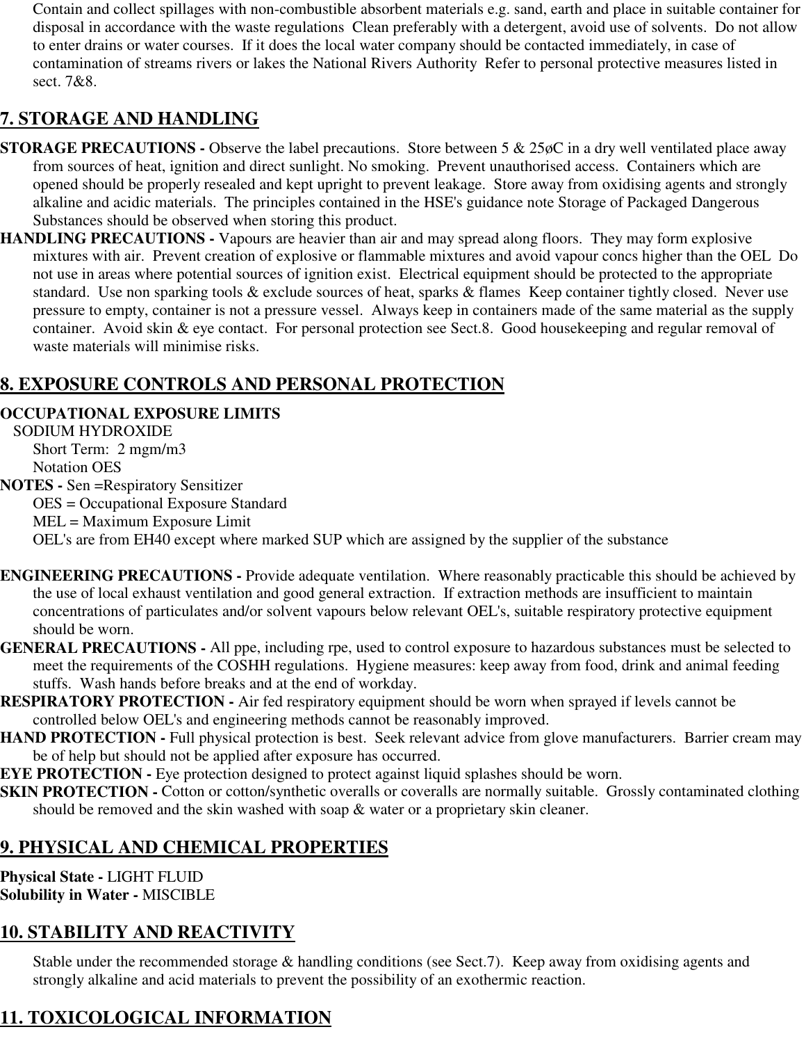Contain and collect spillages with non-combustible absorbent materials e.g. sand, earth and place in suitable container for disposal in accordance with the waste regulations  Clean preferably with a detergent, avoid use of solvents.  Do not allow to enter drains or water courses.  If it does the local water company should be contacted immediately, in case of contamination of streams rivers or lakes the National Rivers Authority  Refer to personal protective measures listed in sect. 7&8.

## 7. STORAGE AND HANDLING

**STORAGE PRECAUTIONS -** Observe the label precautions.  Store between 5 & 25øC in a dry well ventilated place away from sources of heat, ignition and direct sunlight. No smoking.  Prevent unauthorised access.  Containers which are opened should be properly resealed and kept upright to prevent leakage.  Store away from oxidising agents and strongly alkaline and acidic materials.  The principles contained in the HSE's guidance note Storage of Packaged Dangerous Substances should be observed when storing this product.

**HANDLING PRECAUTIONS -** Vapours are heavier than air and may spread along floors.  They may form explosive mixtures with air.  Prevent creation of explosive or flammable mixtures and avoid vapour concs higher than the OEL  Do not use in areas where potential sources of ignition exist.  Electrical equipment should be protected to the appropriate standard.  Use non sparking tools & exclude sources of heat, sparks & flames  Keep container tightly closed.  Never use pressure to empty, container is not a pressure vessel.  Always keep in containers made of the same material as the supply container.  Avoid skin & eye contact.  For personal protection see Sect.8.  Good housekeeping and regular removal of waste materials will minimise risks.

## 8. EXPOSURE CONTROLS AND PERSONAL PROTECTION

**OCCUPATIONAL EXPOSURE LIMITS**

SODIUM HYDROXIDE

Short Term:  2 mgm/m3

Notation OES

**NOTES -** Sen =Respiratory Sensitizer

OES = Occupational Exposure Standard

MEL = Maximum Exposure Limit

OEL's are from EH40 except where marked SUP which are assigned by the supplier of the substance

**ENGINEERING PRECAUTIONS -** Provide adequate ventilation.  Where reasonably practicable this should be achieved by the use of local exhaust ventilation and good general extraction.  If extraction methods are insufficient to maintain concentrations of particulates and/or solvent vapours below relevant OEL's, suitable respiratory protective equipment should be worn.

**GENERAL PRECAUTIONS -** All ppe, including rpe, used to control exposure to hazardous substances must be selected to meet the requirements of the COSHH regulations.  Hygiene measures: keep away from food, drink and animal feeding stuffs.  Wash hands before breaks and at the end of workday.

**RESPIRATORY PROTECTION -** Air fed respiratory equipment should be worn when sprayed if levels cannot be controlled below OEL's and engineering methods cannot be reasonably improved.

**HAND PROTECTION -** Full physical protection is best.  Seek relevant advice from glove manufacturers.  Barrier cream may be of help but should not be applied after exposure has occurred.

**EYE PROTECTION -** Eye protection designed to protect against liquid splashes should be worn.

**SKIN PROTECTION -** Cotton or cotton/synthetic overalls or coveralls are normally suitable.  Grossly contaminated clothing should be removed and the skin washed with soap & water or a proprietary skin cleaner.

## 9. PHYSICAL AND CHEMICAL PROPERTIES

**Physical State -** LIGHT FLUID

**Solubility in Water -** MISCIBLE

## 10. STABILITY AND REACTIVITY

Stable under the recommended storage & handling conditions (see Sect.7).  Keep away from oxidising agents and strongly alkaline and acid materials to prevent the possibility of an exothermic reaction.

## 11. TOXICOLOGICAL INFORMATION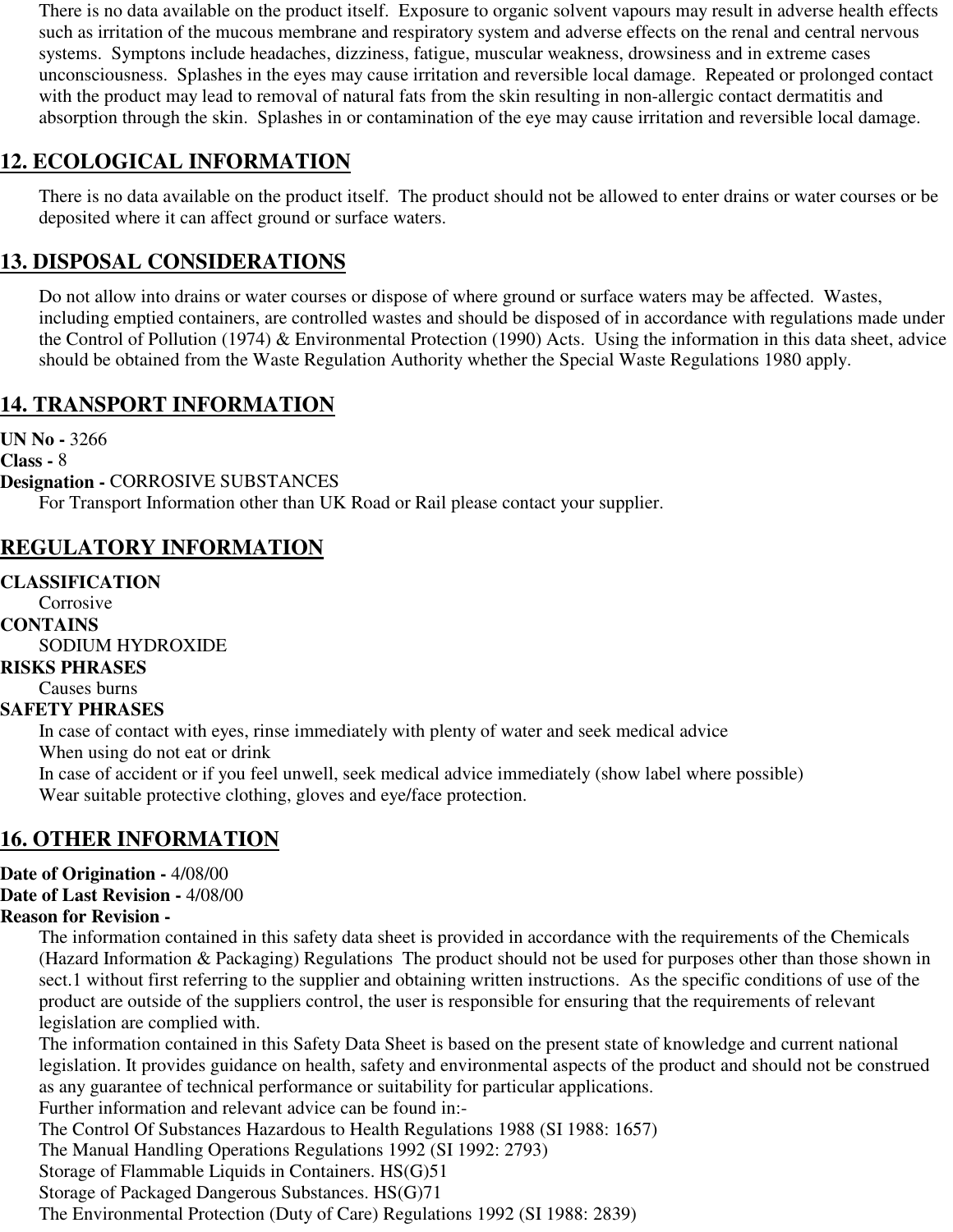There is no data available on the product itself. Exposure to organic solvent vapours may result in adverse health effects such as irritation of the mucous membrane and respiratory system and adverse effects on the renal and central nervous systems. Symptons include headaches, dizziness, fatigue, muscular weakness, drowsiness and in extreme cases unconsciousness. Splashes in the eyes may cause irritation and reversible local damage. Repeated or prolonged contact with the product may lead to removal of natural fats from the skin resulting in non-allergic contact dermatitis and absorption through the skin. Splashes in or contamination of the eye may cause irritation and reversible local damage.

## 12. ECOLOGICAL INFORMATION

There is no data available on the product itself. The product should not be allowed to enter drains or water courses or be deposited where it can affect ground or surface waters.

## 13. DISPOSAL CONSIDERATIONS

Do not allow into drains or water courses or dispose of where ground or surface waters may be affected. Wastes, including emptied containers, are controlled wastes and should be disposed of in accordance with regulations made under the Control of Pollution (1974) & Environmental Protection (1990) Acts. Using the information in this data sheet, advice should be obtained from the Waste Regulation Authority whether the Special Waste Regulations 1980 apply.

## 14. TRANSPORT INFORMATION

**UN No -** 3266
**Class -** 8
**Designation -** CORROSIVE SUBSTANCES
For Transport Information other than UK Road or Rail please contact your supplier.

## REGULATORY INFORMATION

**CLASSIFICATION**
Corrosive
**CONTAINS**
SODIUM HYDROXIDE
**RISKS PHRASES**
Causes burns
**SAFETY PHRASES**
In case of contact with eyes, rinse immediately with plenty of water and seek medical advice
When using do not eat or drink
In case of accident or if you feel unwell, seek medical advice immediately (show label where possible)
Wear suitable protective clothing, gloves and eye/face protection.

## 16. OTHER INFORMATION

**Date of Origination -** 4/08/00
**Date of Last Revision -** 4/08/00
**Reason for Revision -**
The information contained in this safety data sheet is provided in accordance with the requirements of the Chemicals (Hazard Information & Packaging) Regulations The product should not be used for purposes other than those shown in sect.1 without first referring to the supplier and obtaining written instructions. As the specific conditions of use of the product are outside of the suppliers control, the user is responsible for ensuring that the requirements of relevant legislation are complied with.
The information contained in this Safety Data Sheet is based on the present state of knowledge and current national legislation. It provides guidance on health, safety and environmental aspects of the product and should not be construed as any guarantee of technical performance or suitability for particular applications.
Further information and relevant advice can be found in:-
The Control Of Substances Hazardous to Health Regulations 1988 (SI 1988: 1657)
The Manual Handling Operations Regulations 1992 (SI 1992: 2793)
Storage of Flammable Liquids in Containers. HS(G)51
Storage of Packaged Dangerous Substances. HS(G)71
The Environmental Protection (Duty of Care) Regulations 1992 (SI 1988: 2839)